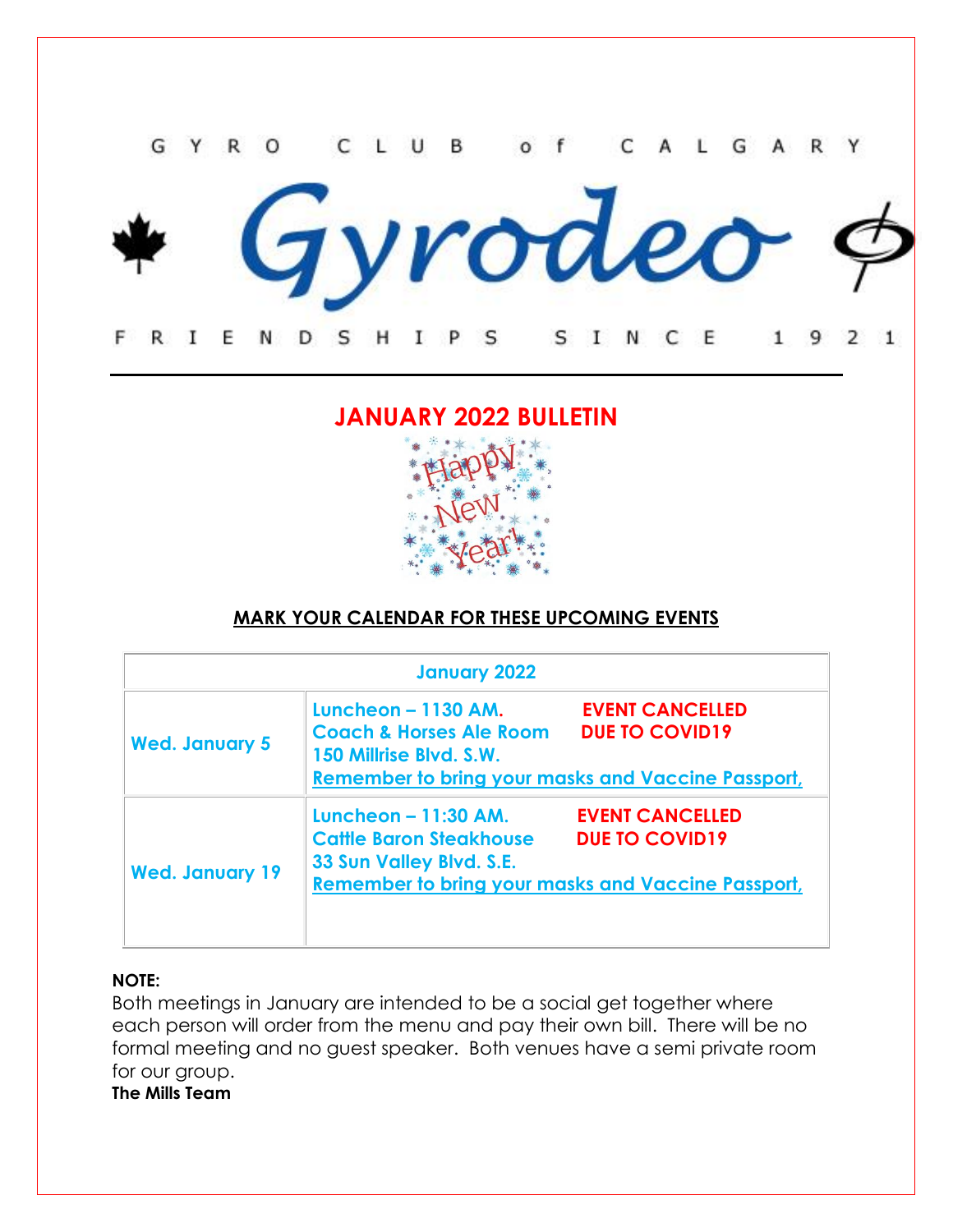GYRO CLUB of CALGARY

# Gyrodeo

FRIENDSHIPS SINCE 1921

## JANUARY 2022 BULLETIN

Happy New Year!

**MARK YOUR CALENDAR FOR THESE UPCOMING EVENTS**

| January 2022 | |
|---|---|
| **Wed. January 5** | **Luncheon – 1130 AM.** **EVENT CANCELLED DUE TO COVID19**<br>**Coach & Horses Ale Room**<br>**150 Millrise Blvd. S.W.**<br>**Remember to bring your masks and Vaccine Passport,** |
| **Wed. January 19** | **Luncheon – 11:30 AM.** **EVENT CANCELLED DUE TO COVID19**<br>**Cattle Baron Steakhouse**<br>**33 Sun Valley Blvd. S.E.**<br>**Remember to bring your masks and Vaccine Passport,** |

**NOTE:**
Both meetings in January are intended to be a social get together where each person will order from the menu and pay their own bill. There will be no formal meeting and no guest speaker. Both venues have a semi private room for our group.
**The Mills Team**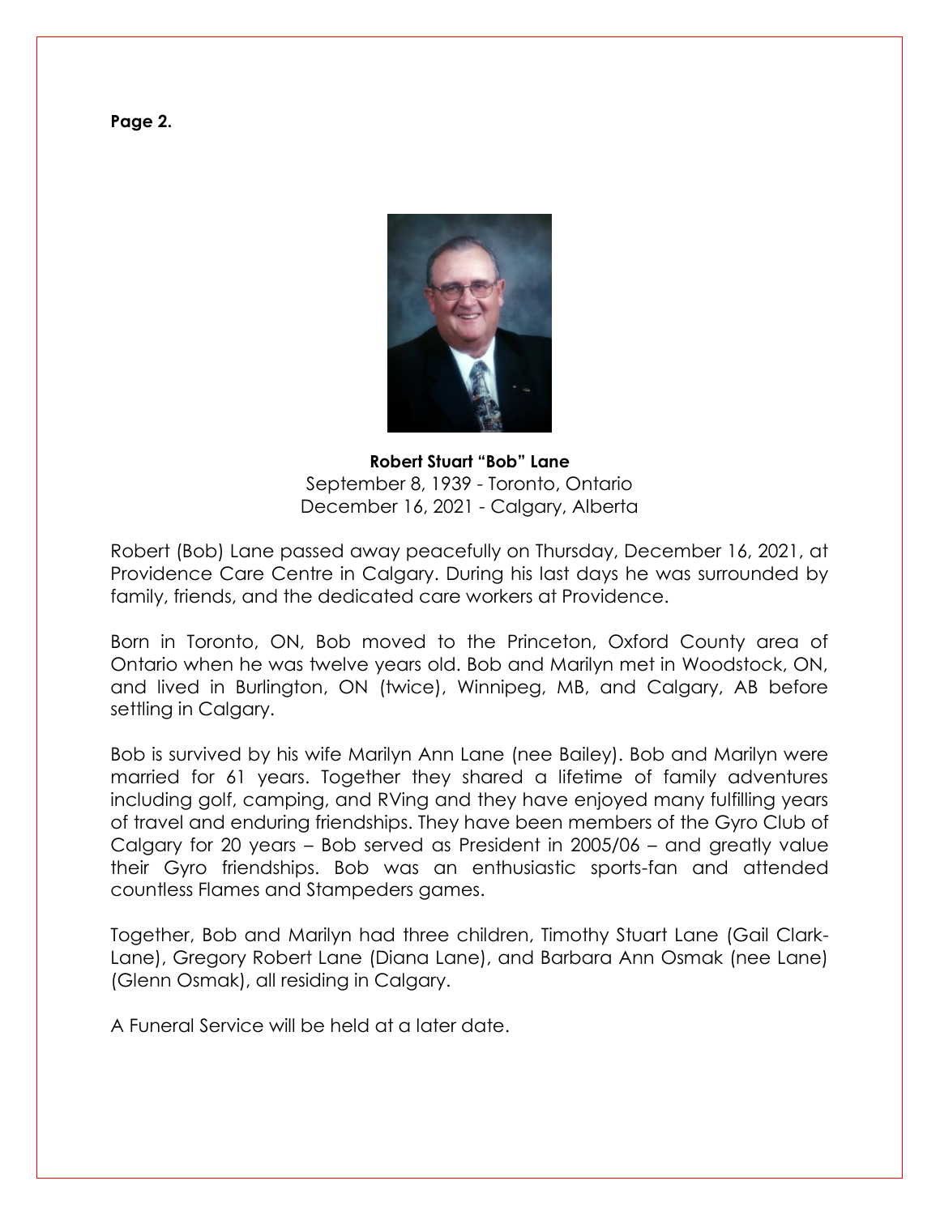**Page 2.**

**Robert Stuart "Bob" Lane**
September 8, 1939 - Toronto, Ontario
December 16, 2021 - Calgary, Alberta

Robert (Bob) Lane passed away peacefully on Thursday, December 16, 2021, at Providence Care Centre in Calgary. During his last days he was surrounded by family, friends, and the dedicated care workers at Providence.

Born in Toronto, ON, Bob moved to the Princeton, Oxford County area of Ontario when he was twelve years old. Bob and Marilyn met in Woodstock, ON, and lived in Burlington, ON (twice), Winnipeg, MB, and Calgary, AB before settling in Calgary.

Bob is survived by his wife Marilyn Ann Lane (nee Bailey). Bob and Marilyn were married for 61 years. Together they shared a lifetime of family adventures including golf, camping, and RVing and they have enjoyed many fulfilling years of travel and enduring friendships. They have been members of the Gyro Club of Calgary for 20 years – Bob served as President in 2005/06 – and greatly value their Gyro friendships. Bob was an enthusiastic sports-fan and attended countless Flames and Stampeders games.

Together, Bob and Marilyn had three children, Timothy Stuart Lane (Gail Clark-Lane), Gregory Robert Lane (Diana Lane), and Barbara Ann Osmak (nee Lane) (Glenn Osmak), all residing in Calgary.

A Funeral Service will be held at a later date.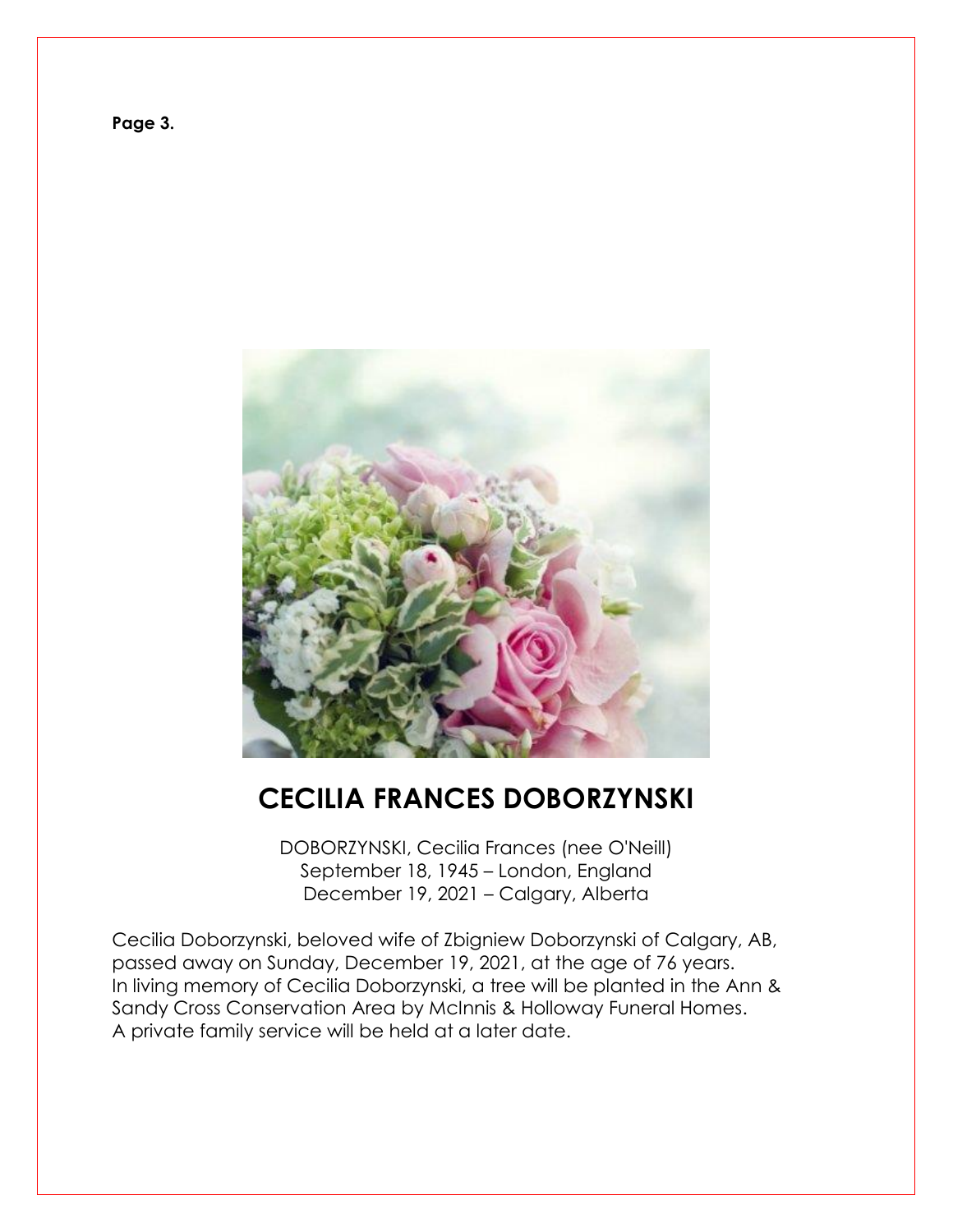# CECILIA FRANCES DOBORZYNSKI

DOBORZYNSKI, Cecilia Frances (nee O'Neill)
September 18, 1945 – London, England
December 19, 2021 – Calgary, Alberta

Cecilia Doborzynski, beloved wife of Zbigniew Doborzynski of Calgary, AB, passed away on Sunday, December 19, 2021, at the age of 76 years.
In living memory of Cecilia Doborzynski, a tree will be planted in the Ann & Sandy Cross Conservation Area by McInnis & Holloway Funeral Homes.
A private family service will be held at a later date.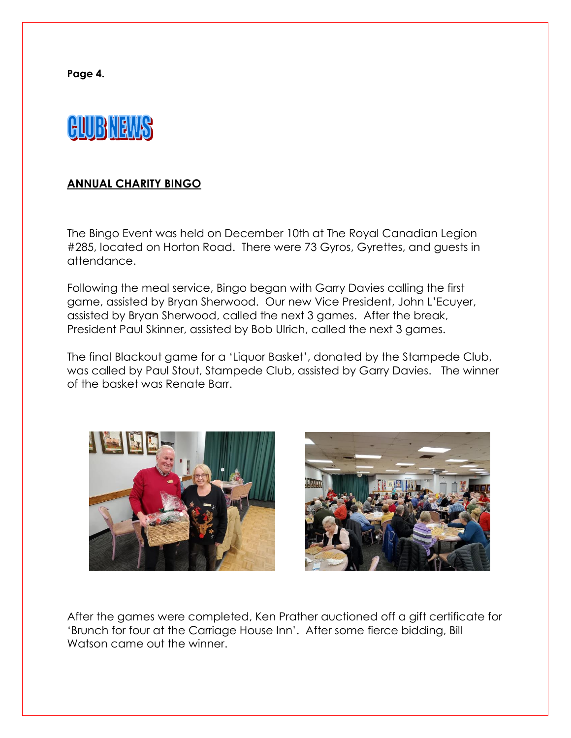# CLUB NEWS

## ANNUAL CHARITY BINGO

The Bingo Event was held on December 10th at The Royal Canadian Legion #285, located on Horton Road. There were 73 Gyros, Gyrettes, and guests in attendance.

Following the meal service, Bingo began with Garry Davies calling the first game, assisted by Bryan Sherwood. Our new Vice President, John L'Ecuyer, assisted by Bryan Sherwood, called the next 3 games. After the break, President Paul Skinner, assisted by Bob Ulrich, called the next 3 games.

The final Blackout game for a 'Liquor Basket', donated by the Stampede Club, was called by Paul Stout, Stampede Club, assisted by Garry Davies. The winner of the basket was Renate Barr.

After the games were completed, Ken Prather auctioned off a gift certificate for 'Brunch for four at the Carriage House Inn'. After some fierce bidding, Bill Watson came out the winner.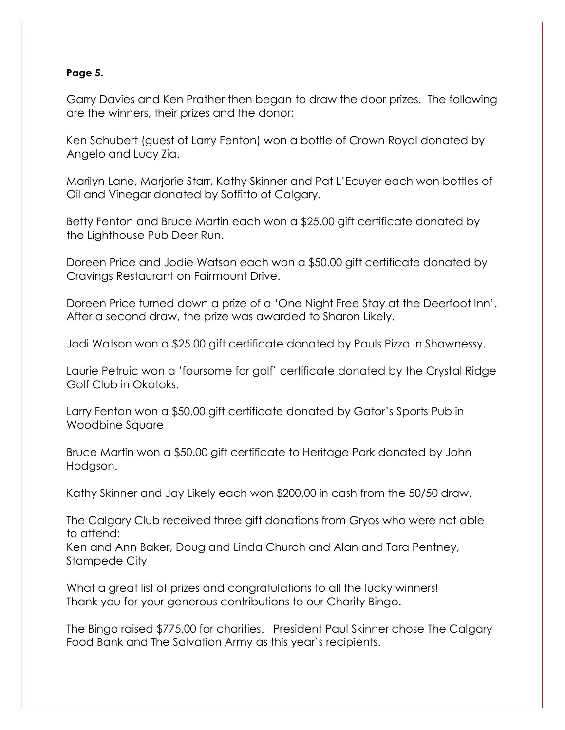**Page 5.**

Garry Davies and Ken Prather then began to draw the door prizes. The following are the winners, their prizes and the donor:

Ken Schubert (guest of Larry Fenton) won a bottle of Crown Royal donated by Angelo and Lucy Zia.

Marilyn Lane, Marjorie Starr, Kathy Skinner and Pat L'Ecuyer each won bottles of Oil and Vinegar donated by Soffitto of Calgary.

Betty Fenton and Bruce Martin each won a $25.00 gift certificate donated by the Lighthouse Pub Deer Run.

Doreen Price and Jodie Watson each won a $50.00 gift certificate donated by Cravings Restaurant on Fairmount Drive.

Doreen Price turned down a prize of a 'One Night Free Stay at the Deerfoot Inn'. After a second draw, the prize was awarded to Sharon Likely.

Jodi Watson won a $25.00 gift certificate donated by Pauls Pizza in Shawnessy.

Laurie Petruic won a 'foursome for golf' certificate donated by the Crystal Ridge Golf Club in Okotoks.

Larry Fenton won a $50.00 gift certificate donated by Gator's Sports Pub in Woodbine Square

Bruce Martin won a $50.00 gift certificate to Heritage Park donated by John Hodgson.

Kathy Skinner and Jay Likely each won $200.00 in cash from the 50/50 draw.

The Calgary Club received three gift donations from Gryos who were not able to attend:
Ken and Ann Baker, Doug and Linda Church and Alan and Tara Pentney, Stampede City

What a great list of prizes and congratulations to all the lucky winners!
Thank you for your generous contributions to our Charity Bingo.

The Bingo raised $775.00 for charities. President Paul Skinner chose The Calgary Food Bank and The Salvation Army as this year's recipients.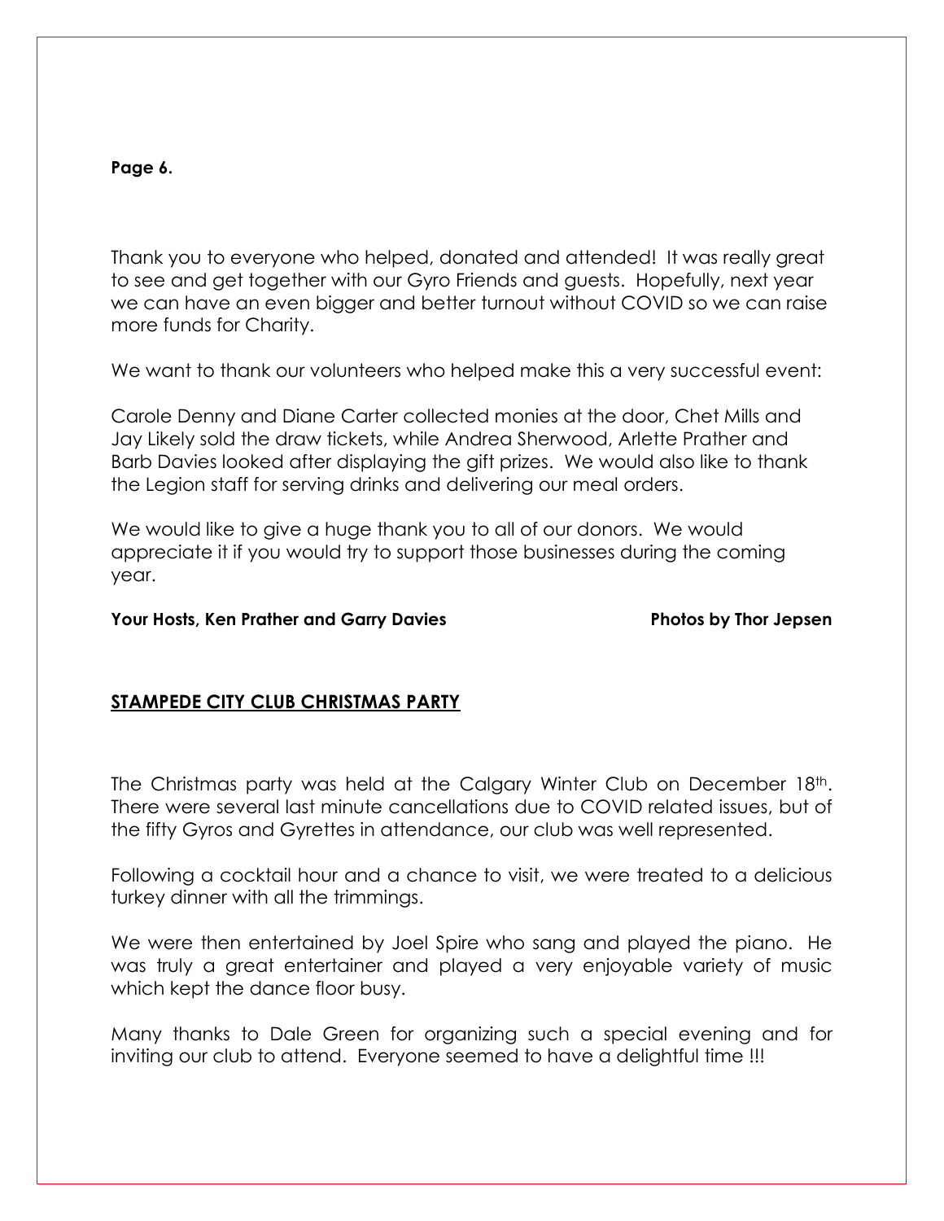Thank you to everyone who helped, donated and attended! It was really great to see and get together with our Gyro Friends and guests. Hopefully, next year we can have an even bigger and better turnout without COVID so we can raise more funds for Charity.

We want to thank our volunteers who helped make this a very successful event:

Carole Denny and Diane Carter collected monies at the door, Chet Mills and Jay Likely sold the draw tickets, while Andrea Sherwood, Arlette Prather and Barb Davies looked after displaying the gift prizes. We would also like to thank the Legion staff for serving drinks and delivering our meal orders.

We would like to give a huge thank you to all of our donors. We would appreciate it if you would try to support those businesses during the coming year.

**Your Hosts, Ken Prather and Garry Davies** **Photos by Thor Jepsen**

## STAMPEDE CITY CLUB CHRISTMAS PARTY

The Christmas party was held at the Calgary Winter Club on December 18th. There were several last minute cancellations due to COVID related issues, but of the fifty Gyros and Gyrettes in attendance, our club was well represented.

Following a cocktail hour and a chance to visit, we were treated to a delicious turkey dinner with all the trimmings.

We were then entertained by Joel Spire who sang and played the piano. He was truly a great entertainer and played a very enjoyable variety of music which kept the dance floor busy.

Many thanks to Dale Green for organizing such a special evening and for inviting our club to attend. Everyone seemed to have a delightful time !!!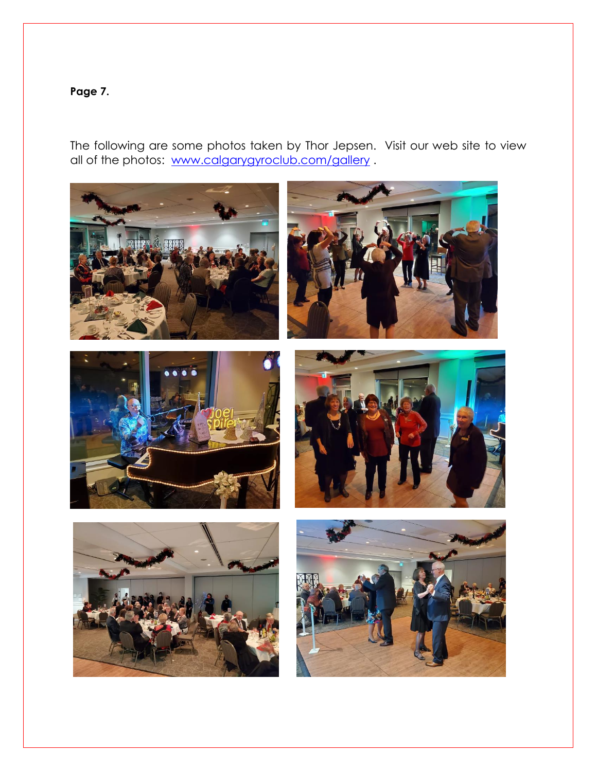**Page 7.**

The following are some photos taken by Thor Jepsen. Visit our web site to view all of the photos: [www.calgarygyroclub.com/gallery](www.calgarygyroclub.com/gallery) .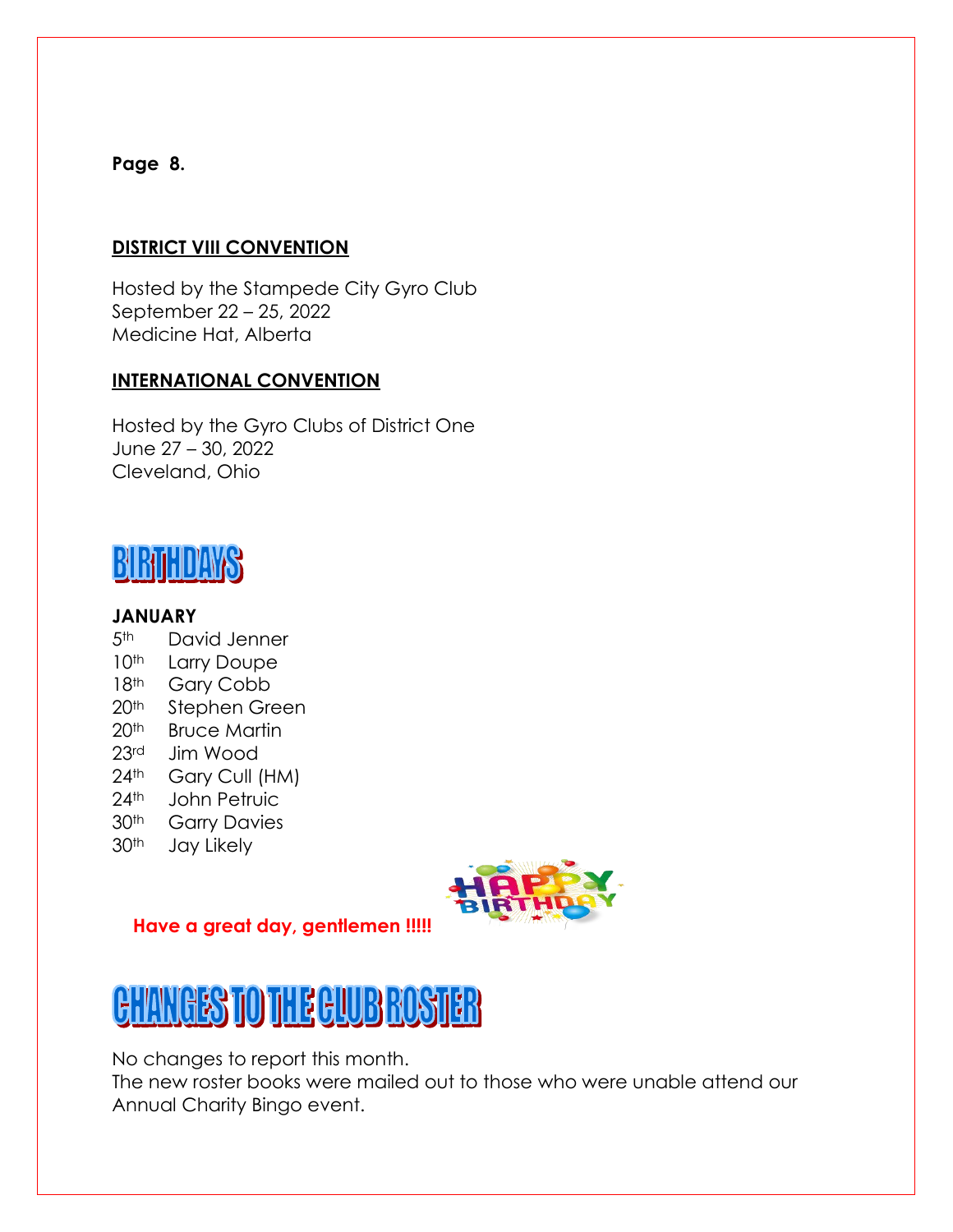## DISTRICT VIII CONVENTION

Hosted by the Stampede City Gyro Club
September 22 – 25, 2022
Medicine Hat, Alberta

## INTERNATIONAL CONVENTION

Hosted by the Gyro Clubs of District One
June 27 – 30, 2022
Cleveland, Ohio

# BIRTHDAYS

**JANUARY**

5th David Jenner
10th Larry Doupe
18th Gary Cobb
20th Stephen Green
20th Bruce Martin
23rd Jim Wood
24th Gary Cull (HM)
24th John Petruic
30th Garry Davies
30th Jay Likely

**Have a great day, gentlemen !!!!!**

# CHANGES TO THE CLUB ROSTER

No changes to report this month.
The new roster books were mailed out to those who were unable attend our Annual Charity Bingo event.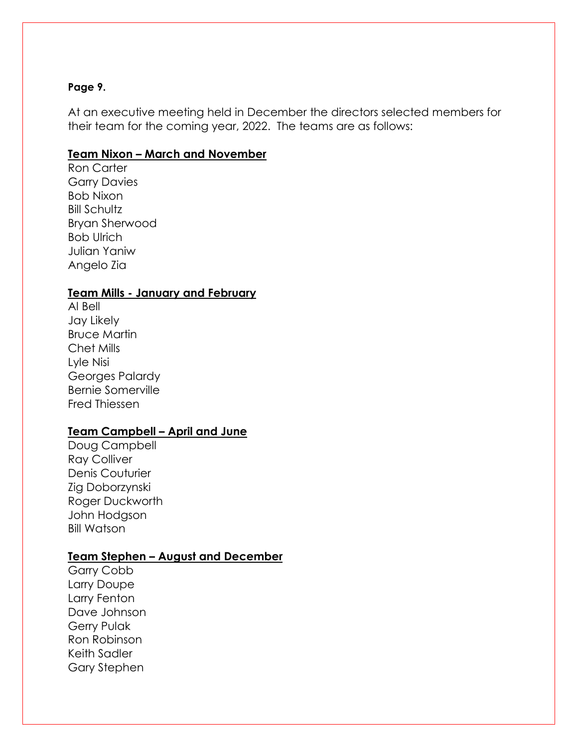**Page 9.**

At an executive meeting held in December the directors selected members for their team for the coming year, 2022. The teams are as follows:

**<u>Team Nixon – March and November</u>**

Ron Carter
Garry Davies
Bob Nixon
Bill Schultz
Bryan Sherwood
Bob Ulrich
Julian Yaniw
Angelo Zia

**<u>Team Mills - January and February</u>**

Al Bell
Jay Likely
Bruce Martin
Chet Mills
Lyle Nisi
Georges Palardy
Bernie Somerville
Fred Thiessen

**<u>Team Campbell – April and June</u>**

Doug Campbell
Ray Colliver
Denis Couturier
Zig Doborzynski
Roger Duckworth
John Hodgson
Bill Watson

**<u>Team Stephen – August and December</u>**

Garry Cobb
Larry Doupe
Larry Fenton
Dave Johnson
Gerry Pulak
Ron Robinson
Keith Sadler
Gary Stephen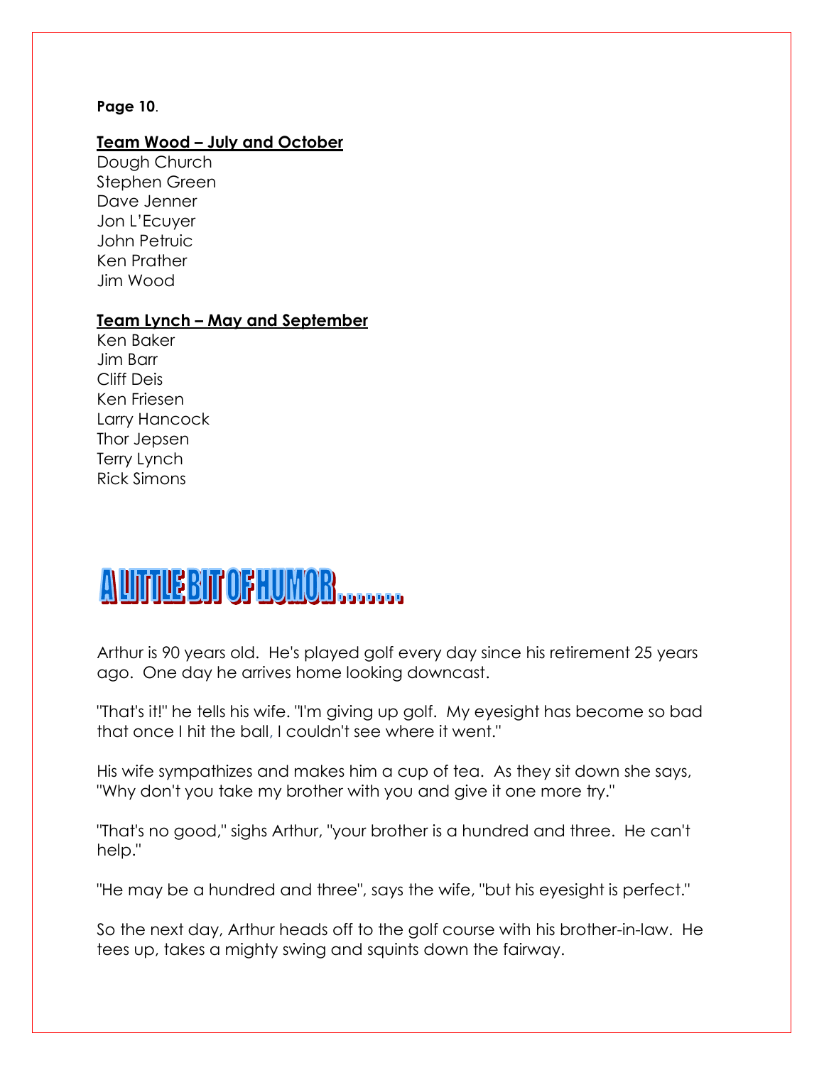**Team Wood – July and October**

Dough Church
Stephen Green
Dave Jenner
Jon L'Ecuyer
John Petruic
Ken Prather
Jim Wood

**Team Lynch – May and September**

Ken Baker
Jim Barr
Cliff Deis
Ken Friesen
Larry Hancock
Thor Jepsen
Terry Lynch
Rick Simons

## A LITTLE BIT OF HUMOR........

Arthur is 90 years old. He's played golf every day since his retirement 25 years ago. One day he arrives home looking downcast.

"That's it!" he tells his wife. "I'm giving up golf. My eyesight has become so bad that once I hit the ball, I couldn't see where it went."

His wife sympathizes and makes him a cup of tea. As they sit down she says, "Why don't you take my brother with you and give it one more try."

"That's no good," sighs Arthur, "your brother is a hundred and three. He can't help."

"He may be a hundred and three", says the wife, "but his eyesight is perfect."

So the next day, Arthur heads off to the golf course with his brother-in-law. He tees up, takes a mighty swing and squints down the fairway.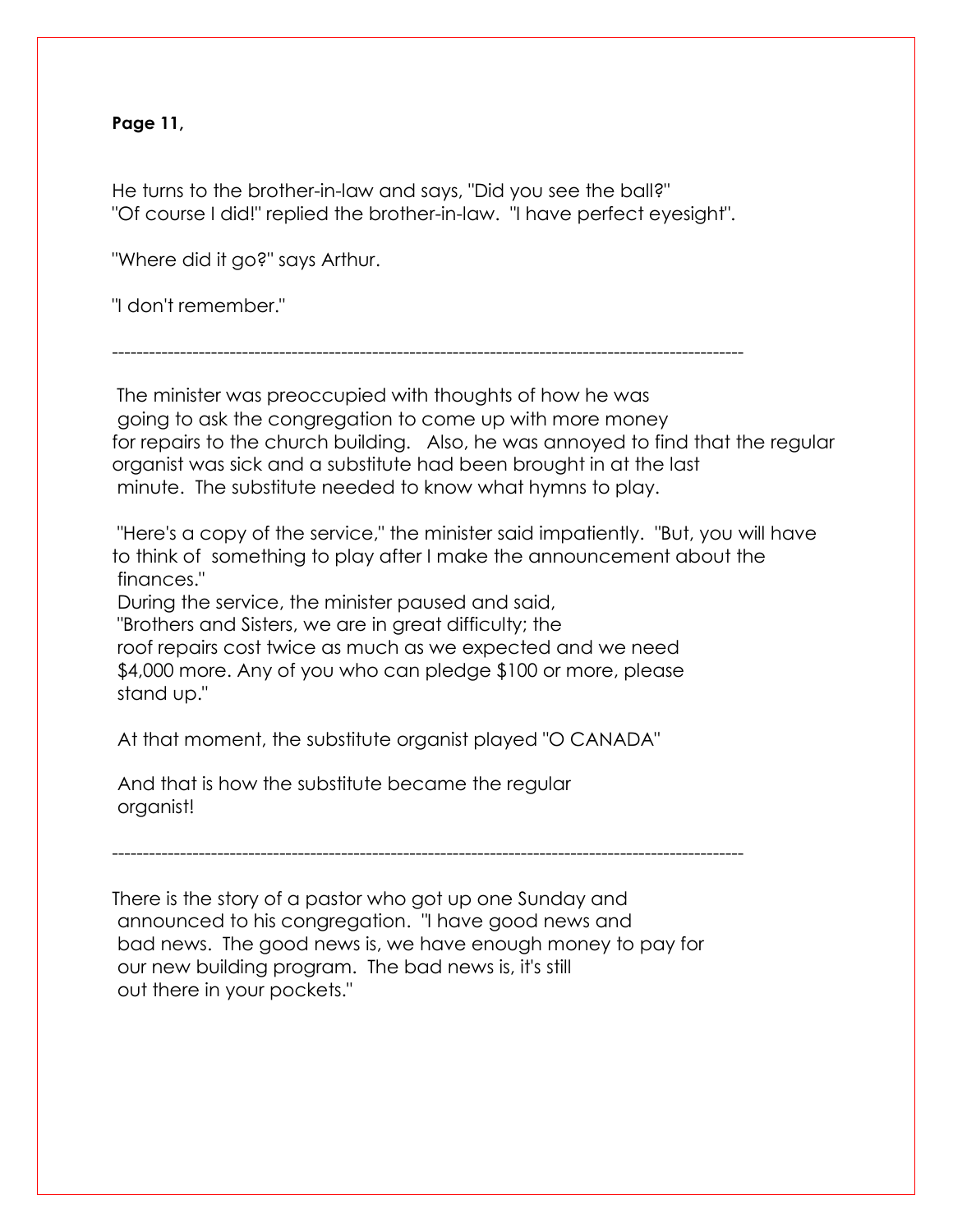**Page 11,**

He turns to the brother-in-law and says, "Did you see the ball?"
"Of course I did!" replied the brother-in-law. "I have perfect eyesight".

"Where did it go?" says Arthur.

"I don't remember."

---

The minister was preoccupied with thoughts of how he was going to ask the congregation to come up with more money for repairs to the church building. Also, he was annoyed to find that the regular organist was sick and a substitute had been brought in at the last minute. The substitute needed to know what hymns to play.

"Here's a copy of the service," the minister said impatiently. "But, you will have to think of something to play after I make the announcement about the finances."
During the service, the minister paused and said,
"Brothers and Sisters, we are in great difficulty; the roof repairs cost twice as much as we expected and we need $4,000 more. Any of you who can pledge $100 or more, please stand up."

At that moment, the substitute organist played "O CANADA"

And that is how the substitute became the regular organist!

---

There is the story of a pastor who got up one Sunday and announced to his congregation. "I have good news and bad news. The good news is, we have enough money to pay for our new building program. The bad news is, it's still out there in your pockets."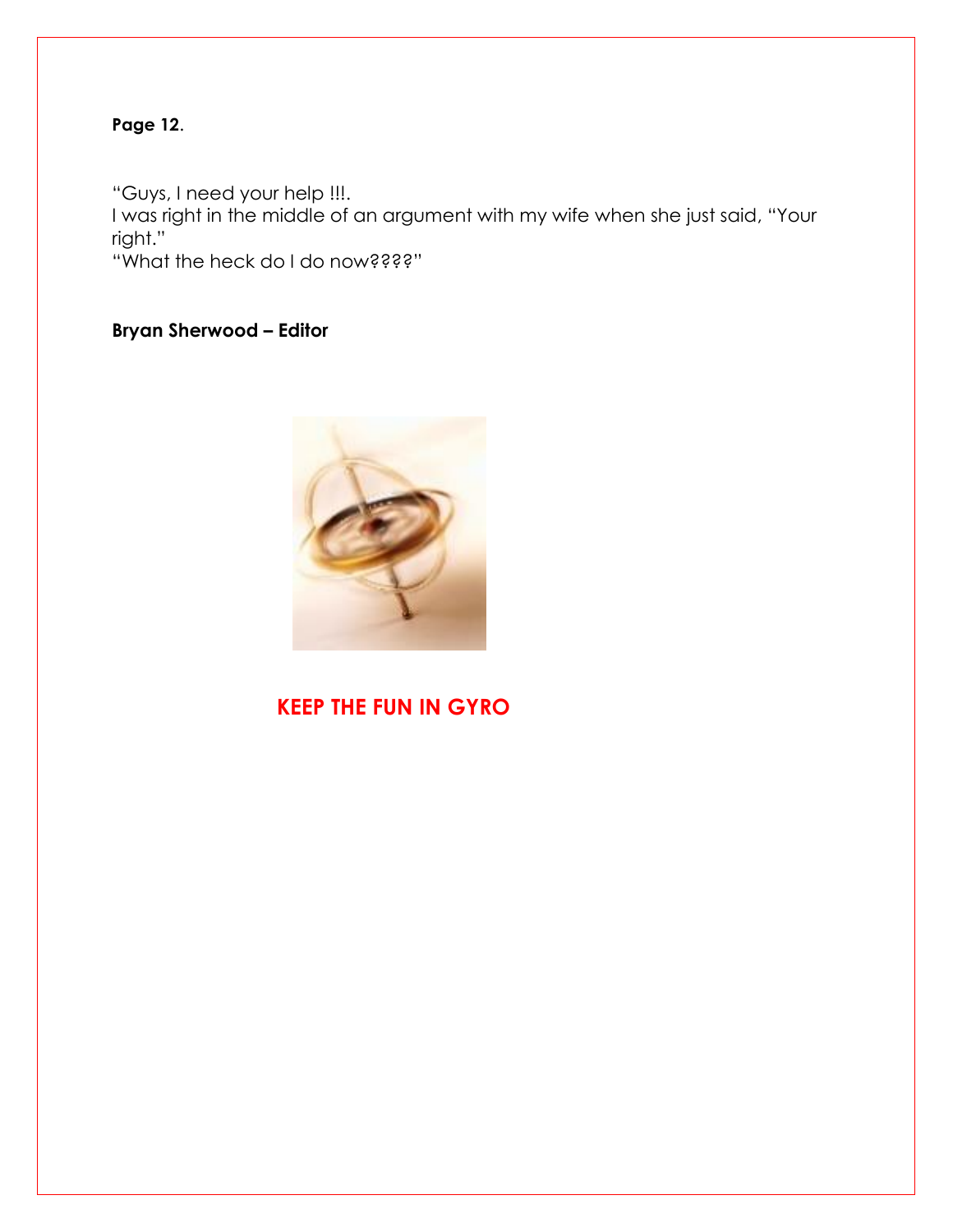**Page 12**.

"Guys, I need your help !!!.
I was right in the middle of an argument with my wife when she just said, "Your right."
"What the heck do I do now????"

**Bryan Sherwood – Editor**

**KEEP THE FUN IN GYRO**